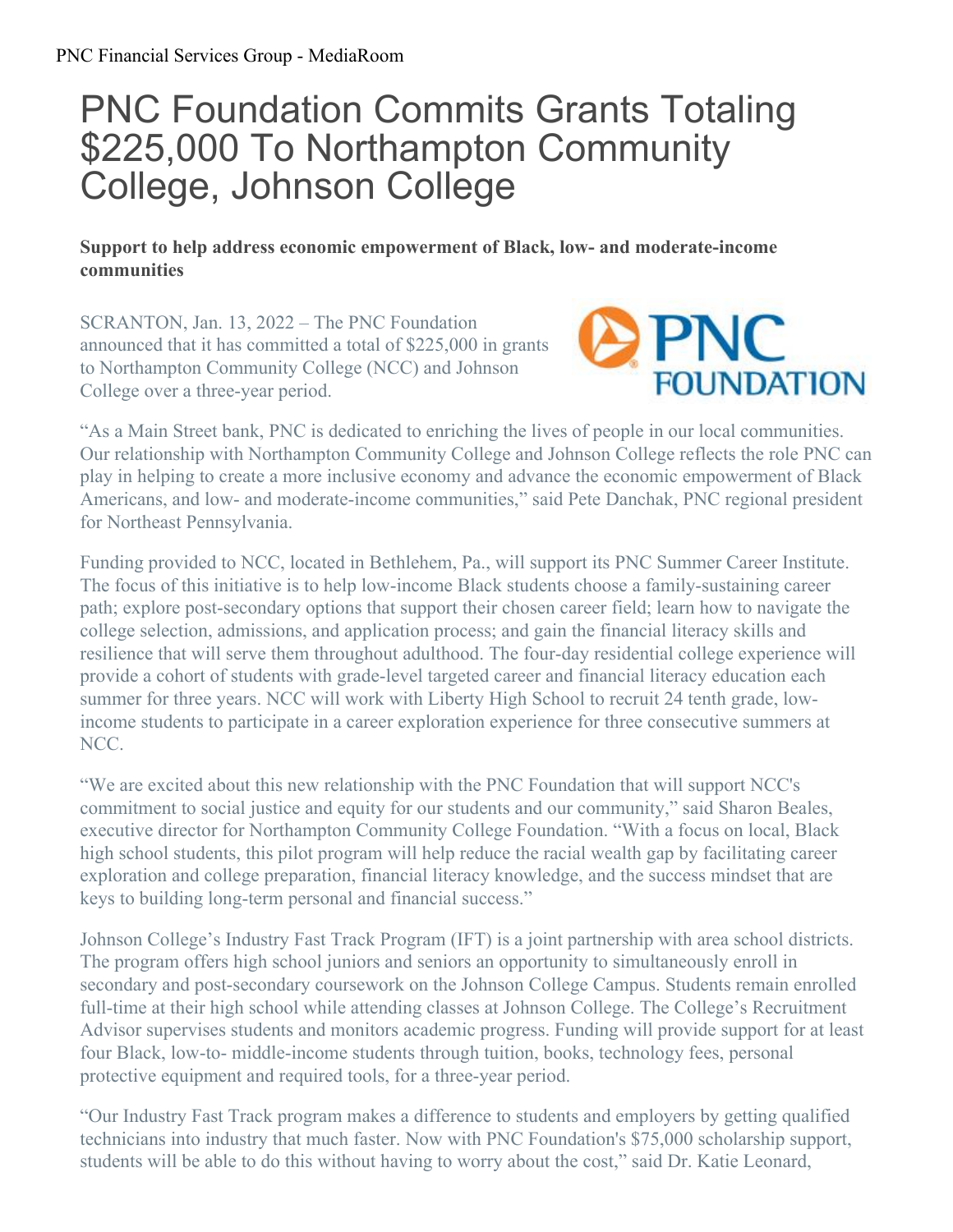# PNC Foundation Commits Grants Totaling $225,000 To Northampton Community College, Johnson College

**Support to help address economic empowerment of Black, low- and moderate-income communities**

SCRANTON, Jan. 13, 2022 – The PNC Foundation announced that it has committed a total of $225,000 in grants to Northampton Community College (NCC) and Johnson College over a three-year period.

"As a Main Street bank, PNC is dedicated to enriching the lives of people in our local communities. Our relationship with Northampton Community College and Johnson College reflects the role PNC can play in helping to create a more inclusive economy and advance the economic empowerment of Black Americans, and low- and moderate-income communities," said Pete Danchak, PNC regional president for Northeast Pennsylvania.

Funding provided to NCC, located in Bethlehem, Pa., will support its PNC Summer Career Institute. The focus of this initiative is to help low-income Black students choose a family-sustaining career path; explore post-secondary options that support their chosen career field; learn how to navigate the college selection, admissions, and application process; and gain the financial literacy skills and resilience that will serve them throughout adulthood. The four-day residential college experience will provide a cohort of students with grade-level targeted career and financial literacy education each summer for three years. NCC will work with Liberty High School to recruit 24 tenth grade, low-income students to participate in a career exploration experience for three consecutive summers at NCC.

"We are excited about this new relationship with the PNC Foundation that will support NCC's commitment to social justice and equity for our students and our community," said Sharon Beales, executive director for Northampton Community College Foundation. "With a focus on local, Black high school students, this pilot program will help reduce the racial wealth gap by facilitating career exploration and college preparation, financial literacy knowledge, and the success mindset that are keys to building long-term personal and financial success."

Johnson College's Industry Fast Track Program (IFT) is a joint partnership with area school districts. The program offers high school juniors and seniors an opportunity to simultaneously enroll in secondary and post-secondary coursework on the Johnson College Campus. Students remain enrolled full-time at their high school while attending classes at Johnson College. The College's Recruitment Advisor supervises students and monitors academic progress. Funding will provide support for at least four Black, low-to- middle-income students through tuition, books, technology fees, personal protective equipment and required tools, for a three-year period.

"Our Industry Fast Track program makes a difference to students and employers by getting qualified technicians into industry that much faster. Now with PNC Foundation's $75,000 scholarship support, students will be able to do this without having to worry about the cost," said Dr. Katie Leonard,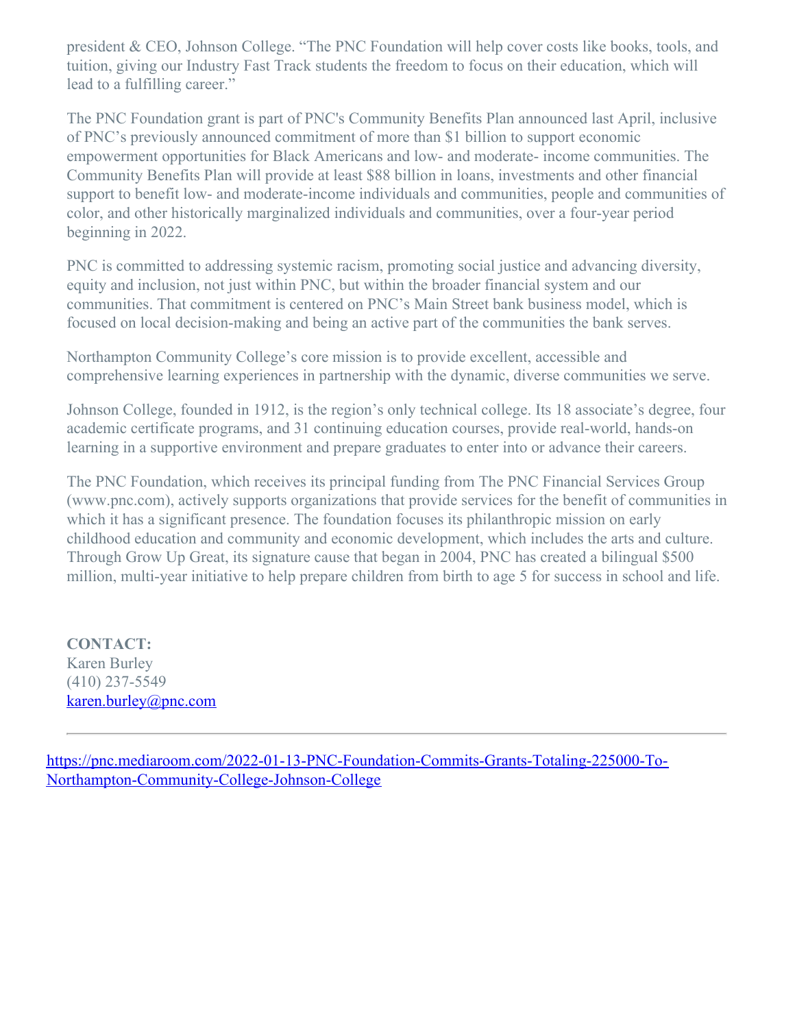president & CEO, Johnson College. "The PNC Foundation will help cover costs like books, tools, and tuition, giving our Industry Fast Track students the freedom to focus on their education, which will lead to a fulfilling career."

The PNC Foundation grant is part of PNC's Community Benefits Plan announced last April, inclusive of PNC's previously announced commitment of more than $1 billion to support economic empowerment opportunities for Black Americans and low- and moderate- income communities. The Community Benefits Plan will provide at least $88 billion in loans, investments and other financial support to benefit low- and moderate-income individuals and communities, people and communities of color, and other historically marginalized individuals and communities, over a four-year period beginning in 2022.

PNC is committed to addressing systemic racism, promoting social justice and advancing diversity, equity and inclusion, not just within PNC, but within the broader financial system and our communities. That commitment is centered on PNC's Main Street bank business model, which is focused on local decision-making and being an active part of the communities the bank serves.

Northampton Community College's core mission is to provide excellent, accessible and comprehensive learning experiences in partnership with the dynamic, diverse communities we serve.

Johnson College, founded in 1912, is the region's only technical college. Its 18 associate's degree, four academic certificate programs, and 31 continuing education courses, provide real-world, hands-on learning in a supportive environment and prepare graduates to enter into or advance their careers.

The PNC Foundation, which receives its principal funding from The PNC Financial Services Group (www.pnc.com), actively supports organizations that provide services for the benefit of communities in which it has a significant presence. The foundation focuses its philanthropic mission on early childhood education and community and economic development, which includes the arts and culture. Through Grow Up Great, its signature cause that began in 2004, PNC has created a bilingual $500 million, multi-year initiative to help prepare children from birth to age 5 for success in school and life.

**CONTACT:**
Karen Burley
(410) 237-5549
karen.burley@pnc.com

---

https://pnc.mediaroom.com/2022-01-13-PNC-Foundation-Commits-Grants-Totaling-225000-To-Northampton-Community-College-Johnson-College